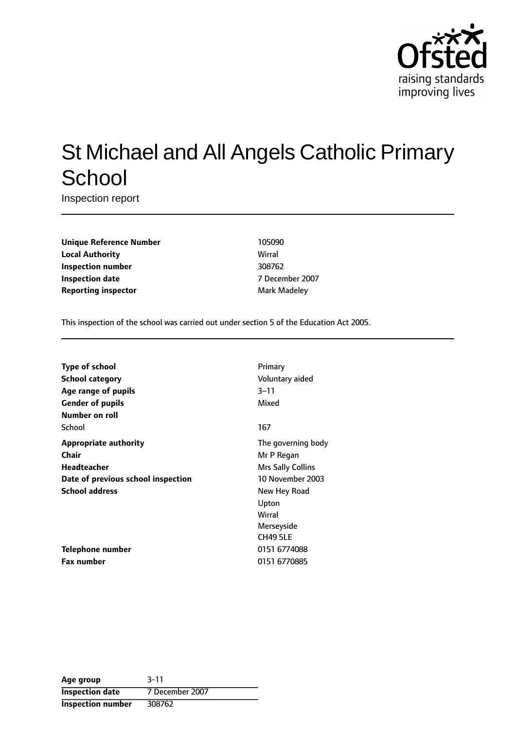# St Michael and All Angels Catholic Primary School

Inspection report

| | |
|---|---|
| **Unique Reference Number** | 105090 |
| **Local Authority** | Wirral |
| **Inspection number** | 308762 |
| **Inspection date** | 7 December 2007 |
| **Reporting inspector** | Mark Madeley |

This inspection of the school was carried out under section 5 of the Education Act 2005.

| | |
|---|---|
| **Type of school** | Primary |
| **School category** | Voluntary aided |
| **Age range of pupils** | 3–11 |
| **Gender of pupils** | Mixed |
| **Number on roll** | |
| School | 167 |
| **Appropriate authority** | The governing body |
| **Chair** | Mr P Regan |
| **Headteacher** | Mrs Sally Collins |
| **Date of previous school inspection** | 10 November 2003 |
| **School address** | New Hey Road<br>Upton<br>Wirral<br>Merseyside<br>CH49 5LE |
| **Telephone number** | 0151 6774088 |
| **Fax number** | 0151 6770885 |

| | |
|---|---|
| **Age group** | 3-11 |
| **Inspection date** | 7 December 2007 |
| **Inspection number** | 308762 |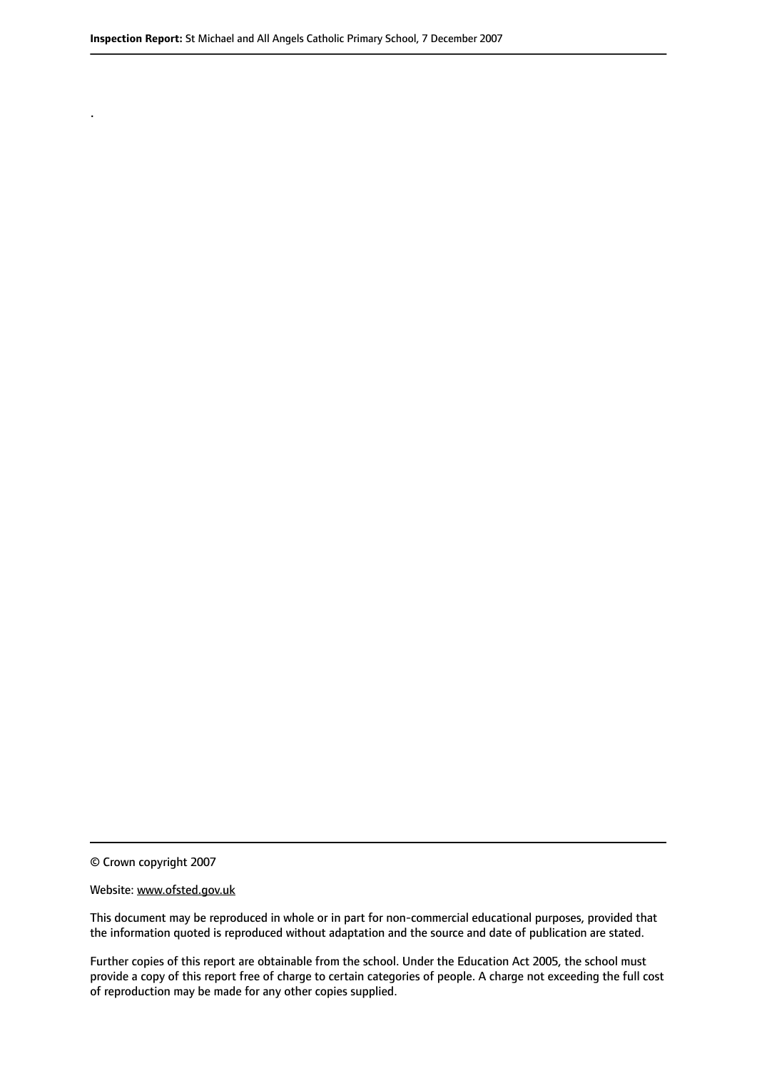.

© Crown copyright 2007

Website: www.ofsted.gov.uk

This document may be reproduced in whole or in part for non-commercial educational purposes, provided that the information quoted is reproduced without adaptation and the source and date of publication are stated.

Further copies of this report are obtainable from the school. Under the Education Act 2005, the school must provide a copy of this report free of charge to certain categories of people. A charge not exceeding the full cost of reproduction may be made for any other copies supplied.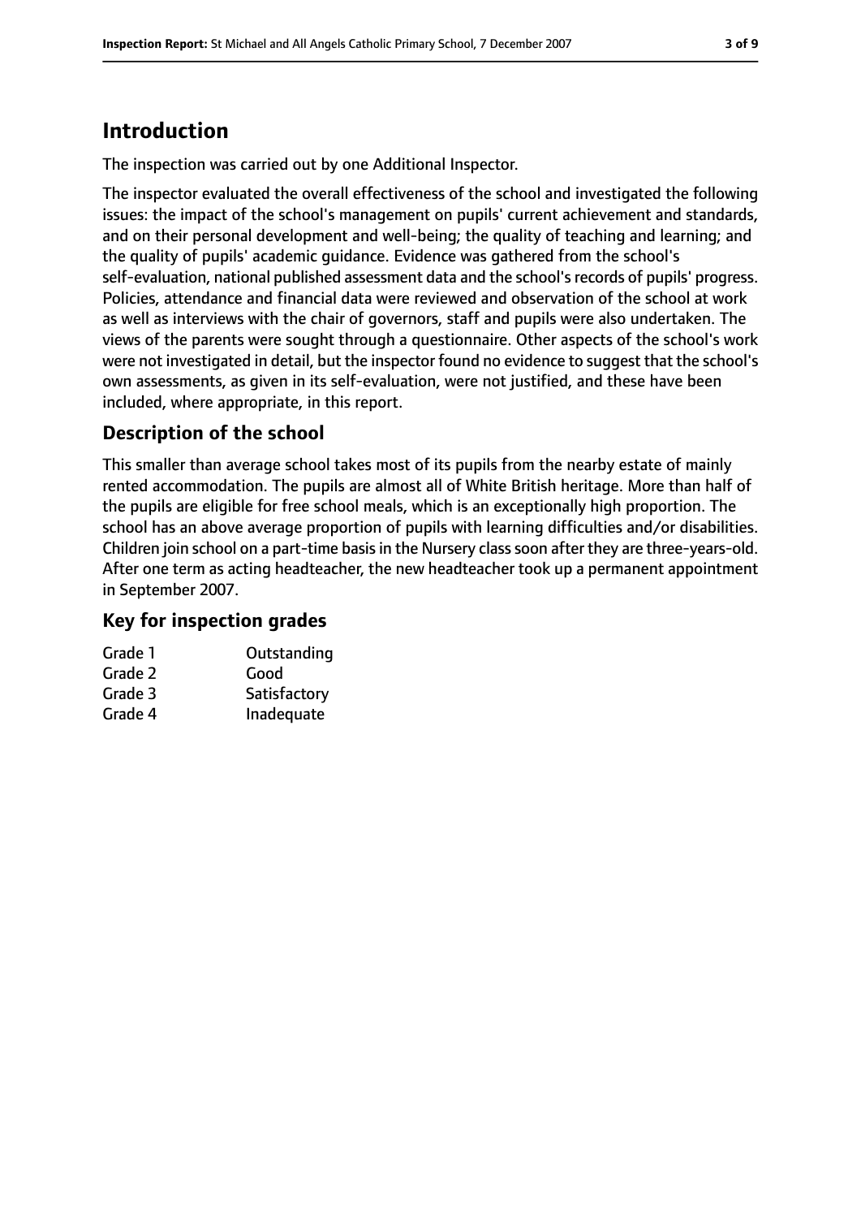# Introduction

The inspection was carried out by one Additional Inspector.

The inspector evaluated the overall effectiveness of the school and investigated the following issues: the impact of the school's management on pupils' current achievement and standards, and on their personal development and well-being; the quality of teaching and learning; and the quality of pupils' academic guidance. Evidence was gathered from the school's self-evaluation, national published assessment data and the school's records of pupils' progress. Policies, attendance and financial data were reviewed and observation of the school at work as well as interviews with the chair of governors, staff and pupils were also undertaken. The views of the parents were sought through a questionnaire. Other aspects of the school's work were not investigated in detail, but the inspector found no evidence to suggest that the school's own assessments, as given in its self-evaluation, were not justified, and these have been included, where appropriate, in this report.

## Description of the school

This smaller than average school takes most of its pupils from the nearby estate of mainly rented accommodation. The pupils are almost all of White British heritage. More than half of the pupils are eligible for free school meals, which is an exceptionally high proportion. The school has an above average proportion of pupils with learning difficulties and/or disabilities. Children join school on a part-time basis in the Nursery class soon after they are three-years-old. After one term as acting headteacher, the new headteacher took up a permanent appointment in September 2007.

## Key for inspection grades

| | |
|---|---|
| Grade 1 | Outstanding |
| Grade 2 | Good |
| Grade 3 | Satisfactory |
| Grade 4 | Inadequate |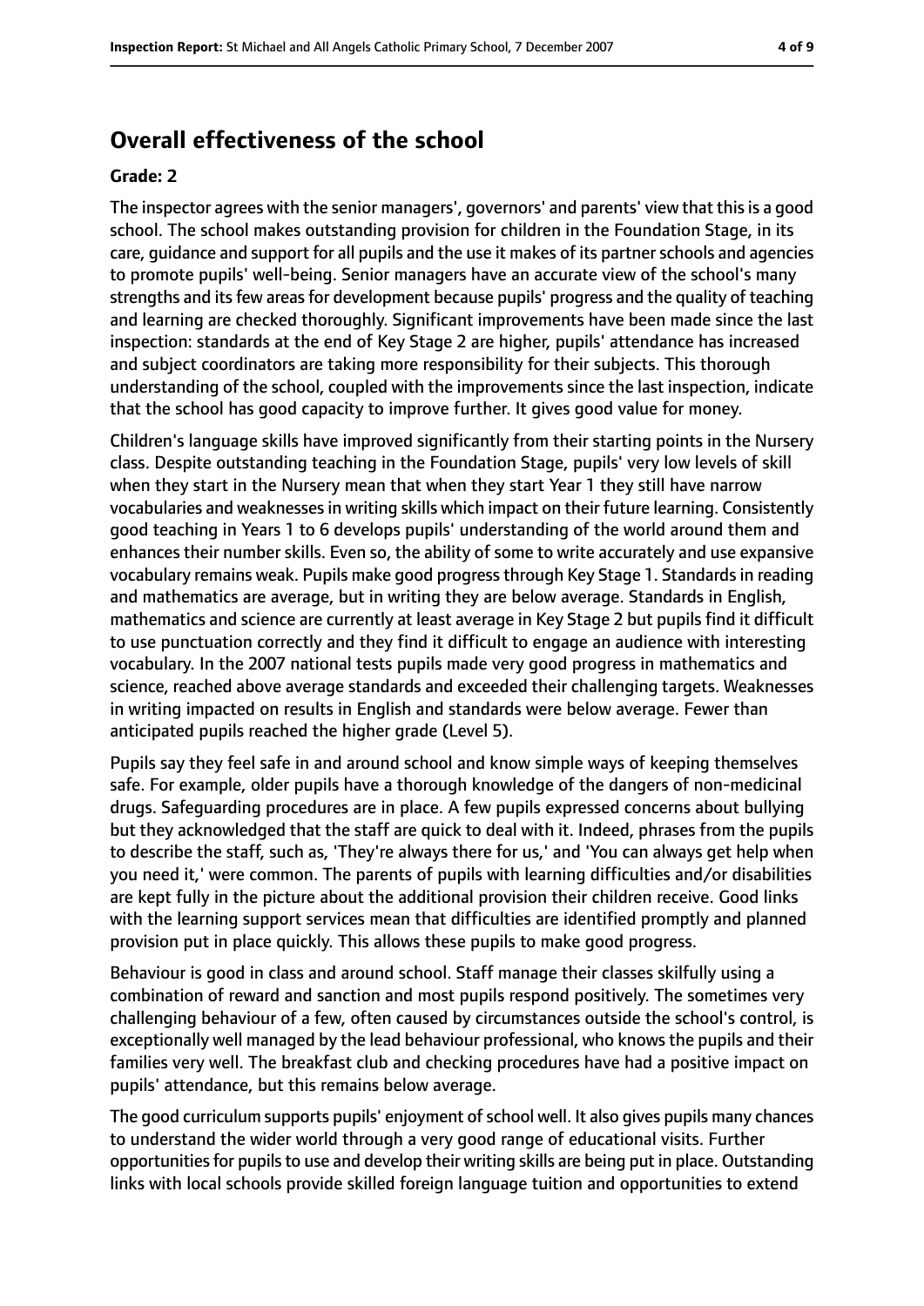# Overall effectiveness of the school

**Grade: 2**

The inspector agrees with the senior managers', governors' and parents' view that this is a good school. The school makes outstanding provision for children in the Foundation Stage, in its care, guidance and support for all pupils and the use it makes of its partner schools and agencies to promote pupils' well-being. Senior managers have an accurate view of the school's many strengths and its few areas for development because pupils' progress and the quality of teaching and learning are checked thoroughly. Significant improvements have been made since the last inspection: standards at the end of Key Stage 2 are higher, pupils' attendance has increased and subject coordinators are taking more responsibility for their subjects. This thorough understanding of the school, coupled with the improvements since the last inspection, indicate that the school has good capacity to improve further. It gives good value for money.

Children's language skills have improved significantly from their starting points in the Nursery class. Despite outstanding teaching in the Foundation Stage, pupils' very low levels of skill when they start in the Nursery mean that when they start Year 1 they still have narrow vocabularies and weaknesses in writing skills which impact on their future learning. Consistently good teaching in Years 1 to 6 develops pupils' understanding of the world around them and enhances their number skills. Even so, the ability of some to write accurately and use expansive vocabulary remains weak. Pupils make good progress through Key Stage 1. Standards in reading and mathematics are average, but in writing they are below average. Standards in English, mathematics and science are currently at least average in Key Stage 2 but pupils find it difficult to use punctuation correctly and they find it difficult to engage an audience with interesting vocabulary. In the 2007 national tests pupils made very good progress in mathematics and science, reached above average standards and exceeded their challenging targets. Weaknesses in writing impacted on results in English and standards were below average. Fewer than anticipated pupils reached the higher grade (Level 5).

Pupils say they feel safe in and around school and know simple ways of keeping themselves safe. For example, older pupils have a thorough knowledge of the dangers of non-medicinal drugs. Safeguarding procedures are in place. A few pupils expressed concerns about bullying but they acknowledged that the staff are quick to deal with it. Indeed, phrases from the pupils to describe the staff, such as, 'They're always there for us,' and 'You can always get help when you need it,' were common. The parents of pupils with learning difficulties and/or disabilities are kept fully in the picture about the additional provision their children receive. Good links with the learning support services mean that difficulties are identified promptly and planned provision put in place quickly. This allows these pupils to make good progress.

Behaviour is good in class and around school. Staff manage their classes skilfully using a combination of reward and sanction and most pupils respond positively. The sometimes very challenging behaviour of a few, often caused by circumstances outside the school's control, is exceptionally well managed by the lead behaviour professional, who knows the pupils and their families very well. The breakfast club and checking procedures have had a positive impact on pupils' attendance, but this remains below average.

The good curriculum supports pupils' enjoyment of school well. It also gives pupils many chances to understand the wider world through a very good range of educational visits. Further opportunities for pupils to use and develop their writing skills are being put in place. Outstanding links with local schools provide skilled foreign language tuition and opportunities to extend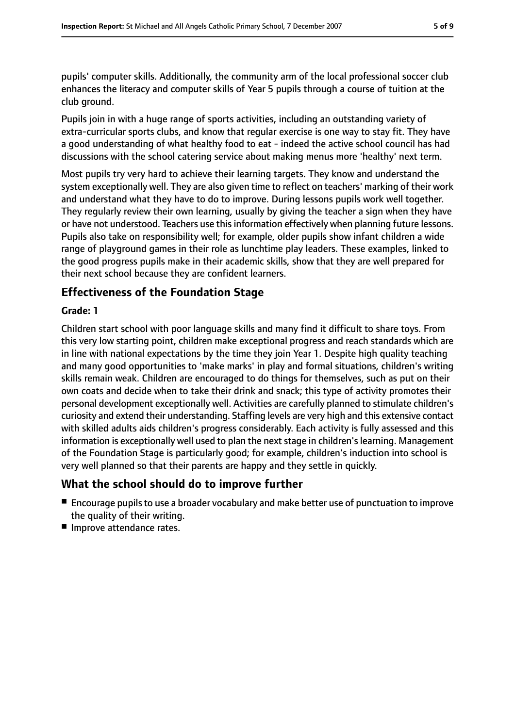pupils' computer skills. Additionally, the community arm of the local professional soccer club enhances the literacy and computer skills of Year 5 pupils through a course of tuition at the club ground.

Pupils join in with a huge range of sports activities, including an outstanding variety of extra-curricular sports clubs, and know that regular exercise is one way to stay fit. They have a good understanding of what healthy food to eat - indeed the active school council has had discussions with the school catering service about making menus more 'healthy' next term.

Most pupils try very hard to achieve their learning targets. They know and understand the system exceptionally well. They are also given time to reflect on teachers' marking of their work and understand what they have to do to improve. During lessons pupils work well together. They regularly review their own learning, usually by giving the teacher a sign when they have or have not understood. Teachers use this information effectively when planning future lessons. Pupils also take on responsibility well; for example, older pupils show infant children a wide range of playground games in their role as lunchtime play leaders. These examples, linked to the good progress pupils make in their academic skills, show that they are well prepared for their next school because they are confident learners.

## Effectiveness of the Foundation Stage

**Grade: 1**

Children start school with poor language skills and many find it difficult to share toys. From this very low starting point, children make exceptional progress and reach standards which are in line with national expectations by the time they join Year 1. Despite high quality teaching and many good opportunities to 'make marks' in play and formal situations, children's writing skills remain weak. Children are encouraged to do things for themselves, such as put on their own coats and decide when to take their drink and snack; this type of activity promotes their personal development exceptionally well. Activities are carefully planned to stimulate children's curiosity and extend their understanding. Staffing levels are very high and this extensive contact with skilled adults aids children's progress considerably. Each activity is fully assessed and this information is exceptionally well used to plan the next stage in children's learning. Management of the Foundation Stage is particularly good; for example, children's induction into school is very well planned so that their parents are happy and they settle in quickly.

## What the school should do to improve further

- Encourage pupils to use a broader vocabulary and make better use of punctuation to improve the quality of their writing.
- Improve attendance rates.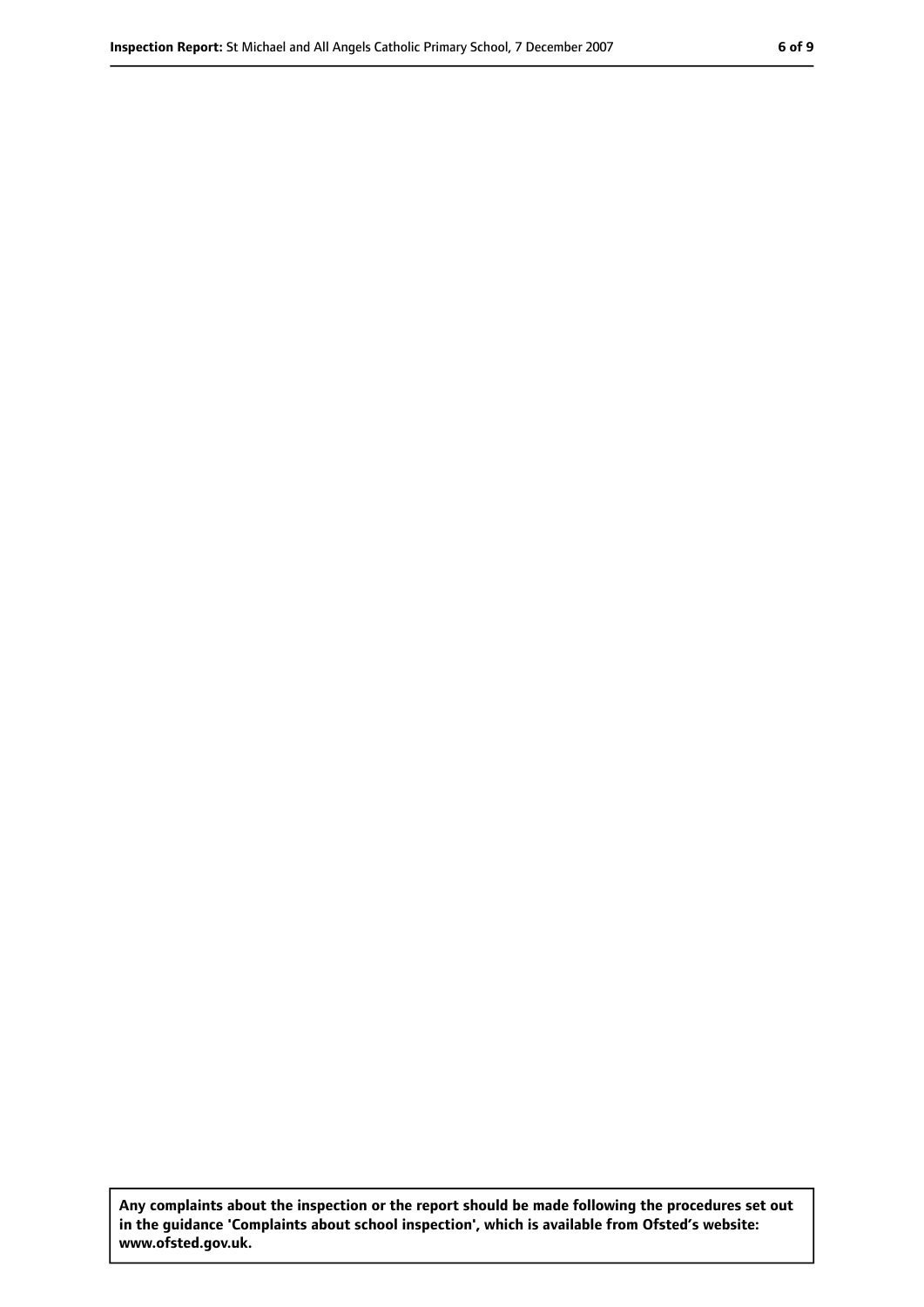**Any complaints about the inspection or the report should be made following the procedures set out in the guidance 'Complaints about school inspection', which is available from Ofsted's website: www.ofsted.gov.uk.**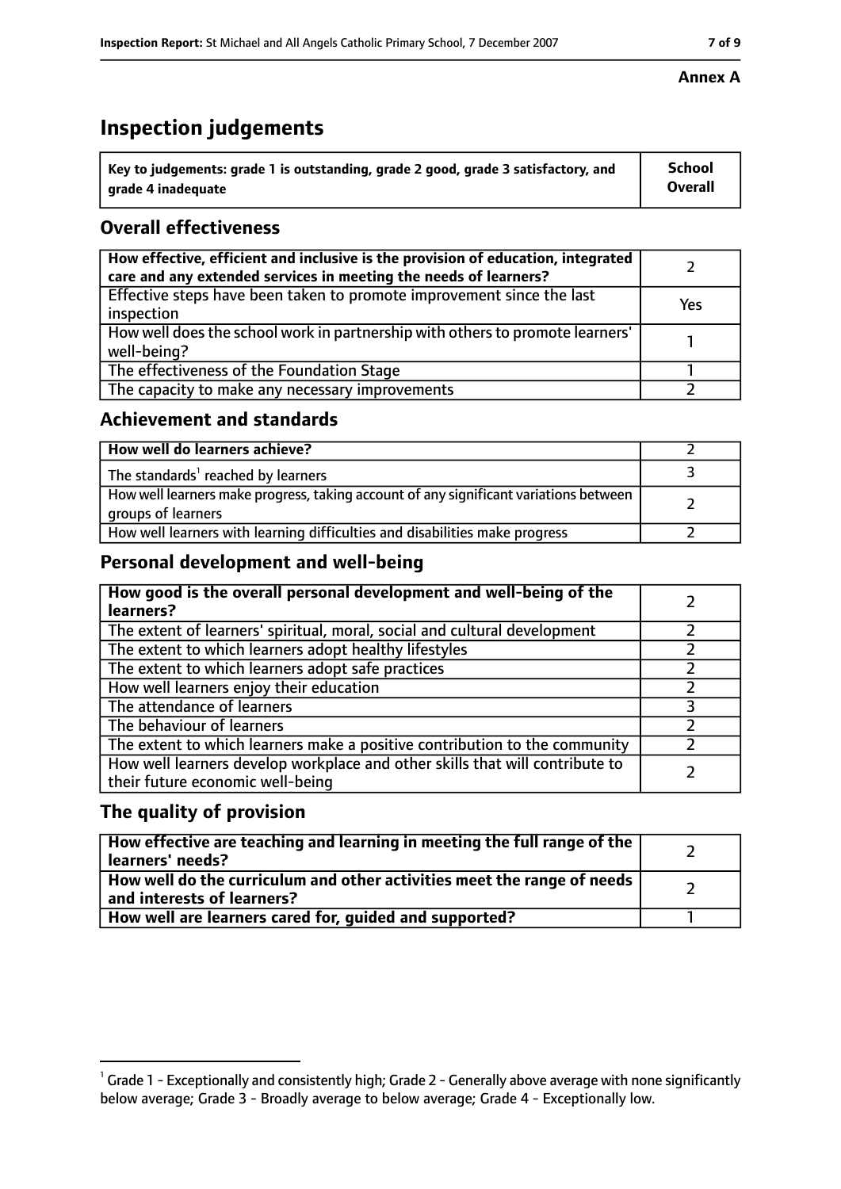**Annex A**

# Inspection judgements

| Key to judgements: grade 1 is outstanding, grade 2 good, grade 3 satisfactory, and grade 4 inadequate | School Overall |
|---|---|

## Overall effectiveness

| | |
|---|---|
| How effective, efficient and inclusive is the provision of education, integrated care and any extended services in meeting the needs of learners? | 2 |
| Effective steps have been taken to promote improvement since the last inspection | Yes |
| How well does the school work in partnership with others to promote learners' well-being? | 1 |
| The effectiveness of the Foundation Stage | 1 |
| The capacity to make any necessary improvements | 2 |

## Achievement and standards

| | |
|---|---|
| How well do learners achieve? | 2 |
| The standards[1] reached by learners | 3 |
| How well learners make progress, taking account of any significant variations between groups of learners | 2 |
| How well learners with learning difficulties and disabilities make progress | 2 |

## Personal development and well-being

| | |
|---|---|
| How good is the overall personal development and well-being of the learners? | 2 |
| The extent of learners' spiritual, moral, social and cultural development | 2 |
| The extent to which learners adopt healthy lifestyles | 2 |
| The extent to which learners adopt safe practices | 2 |
| How well learners enjoy their education | 2 |
| The attendance of learners | 3 |
| The behaviour of learners | 2 |
| The extent to which learners make a positive contribution to the community | 2 |
| How well learners develop workplace and other skills that will contribute to their future economic well-being | 2 |

## The quality of provision

| | |
|---|---|
| How effective are teaching and learning in meeting the full range of the learners' needs? | 2 |
| How well do the curriculum and other activities meet the range of needs and interests of learners? | 2 |
| How well are learners cared for, guided and supported? | 1 |

[1] Grade 1 - Exceptionally and consistently high; Grade 2 - Generally above average with none significantly below average; Grade 3 - Broadly average to below average; Grade 4 - Exceptionally low.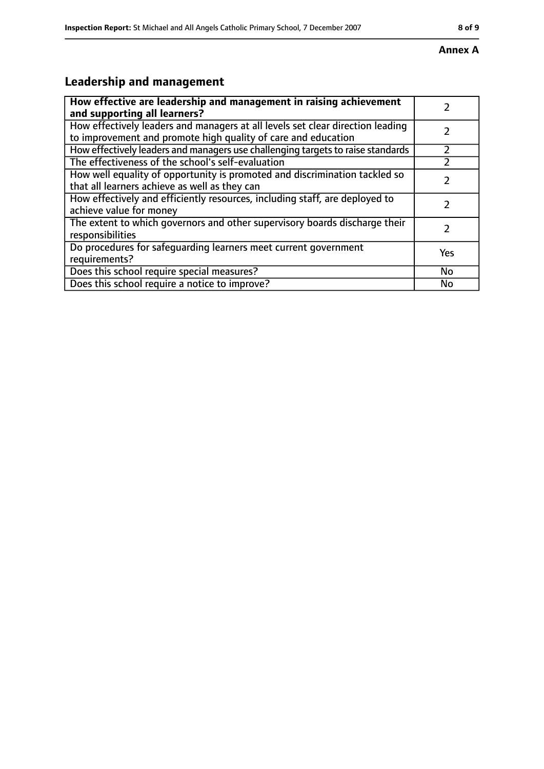**Annex A**

## Leadership and management

| **How effective are leadership and management in raising achievement and supporting all learners?** | 2 |
|---|---|
| How effectively leaders and managers at all levels set clear direction leading to improvement and promote high quality of care and education | 2 |
| How effectively leaders and managers use challenging targets to raise standards | 2 |
| The effectiveness of the school's self-evaluation | 2 |
| How well equality of opportunity is promoted and discrimination tackled so that all learners achieve as well as they can | 2 |
| How effectively and efficiently resources, including staff, are deployed to achieve value for money | 2 |
| The extent to which governors and other supervisory boards discharge their responsibilities | 2 |
| Do procedures for safeguarding learners meet current government requirements? | Yes |
| Does this school require special measures? | No |
| Does this school require a notice to improve? | No |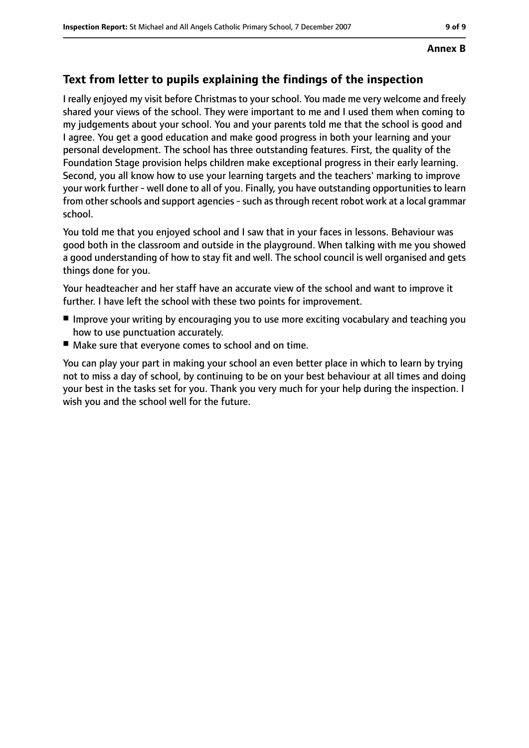**Annex B**

## Text from letter to pupils explaining the findings of the inspection

I really enjoyed my visit before Christmas to your school. You made me very welcome and freely shared your views of the school. They were important to me and I used them when coming to my judgements about your school. You and your parents told me that the school is good and I agree. You get a good education and make good progress in both your learning and your personal development. The school has three outstanding features. First, the quality of the Foundation Stage provision helps children make exceptional progress in their early learning. Second, you all know how to use your learning targets and the teachers' marking to improve your work further - well done to all of you. Finally, you have outstanding opportunities to learn from other schools and support agencies - such as through recent robot work at a local grammar school.

You told me that you enjoyed school and I saw that in your faces in lessons. Behaviour was good both in the classroom and outside in the playground. When talking with me you showed a good understanding of how to stay fit and well. The school council is well organised and gets things done for you.

Your headteacher and her staff have an accurate view of the school and want to improve it further. I have left the school with these two points for improvement.

- Improve your writing by encouraging you to use more exciting vocabulary and teaching you how to use punctuation accurately.
- Make sure that everyone comes to school and on time.

You can play your part in making your school an even better place in which to learn by trying not to miss a day of school, by continuing to be on your best behaviour at all times and doing your best in the tasks set for you. Thank you very much for your help during the inspection. I wish you and the school well for the future.